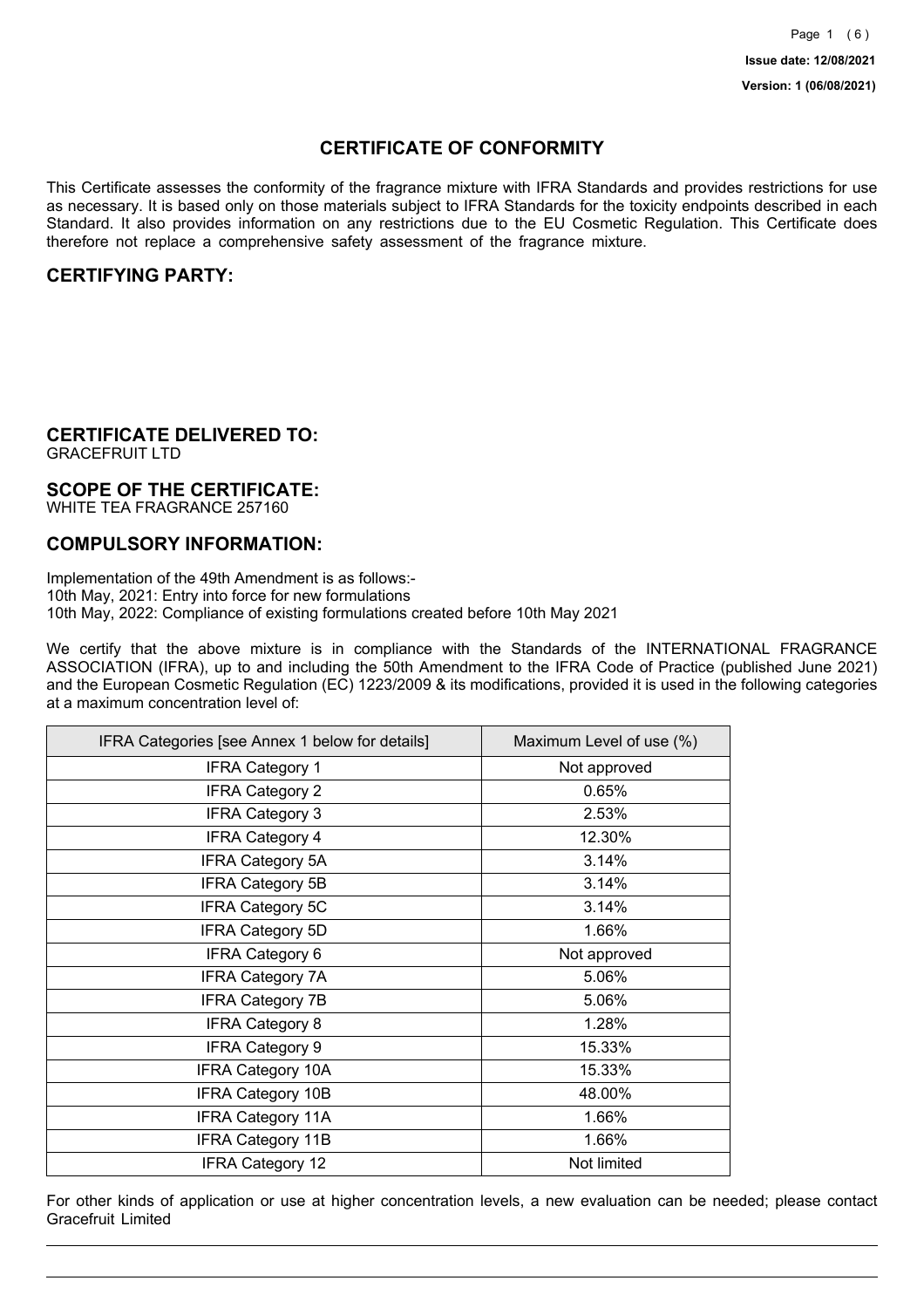**Issue date: 12/08/2021**

**Version: 1 (06/08/2021)**

# CERTIFICATE OF CONFORMITY

This Certificate assesses the conformity of the fragrance mixture with IFRA Standards and provides restrictions for use as necessary. It is based only on those materials subject to IFRA Standards for the toxicity endpoints described in each Standard. It also provides information on any restrictions due to the EU Cosmetic Regulation. This Certificate does therefore not replace a comprehensive safety assessment of the fragrance mixture.

## CERTIFYING PARTY:

## CERTIFICATE DELIVERED TO:

GRACEFRUIT LTD

## SCOPE OF THE CERTIFICATE:

WHITE TEA FRAGRANCE 257160

## COMPULSORY INFORMATION:

Implementation of the 49th Amendment is as follows:-
10th May, 2021: Entry into force for new formulations
10th May, 2022: Compliance of existing formulations created before 10th May 2021

We certify that the above mixture is in compliance with the Standards of the INTERNATIONAL FRAGRANCE ASSOCIATION (IFRA), up to and including the 50th Amendment to the IFRA Code of Practice (published June 2021) and the European Cosmetic Regulation (EC) 1223/2009 & its modifications, provided it is used in the following categories at a maximum concentration level of:

| IFRA Categories [see Annex 1 below for details] | Maximum Level of use (%) |
|---|---|
| IFRA Category 1 | Not approved |
| IFRA Category 2 | 0.65% |
| IFRA Category 3 | 2.53% |
| IFRA Category 4 | 12.30% |
| IFRA Category 5A | 3.14% |
| IFRA Category 5B | 3.14% |
| IFRA Category 5C | 3.14% |
| IFRA Category 5D | 1.66% |
| IFRA Category 6 | Not approved |
| IFRA Category 7A | 5.06% |
| IFRA Category 7B | 5.06% |
| IFRA Category 8 | 1.28% |
| IFRA Category 9 | 15.33% |
| IFRA Category 10A | 15.33% |
| IFRA Category 10B | 48.00% |
| IFRA Category 11A | 1.66% |
| IFRA Category 11B | 1.66% |
| IFRA Category 12 | Not limited |

For other kinds of application or use at higher concentration levels, a new evaluation can be needed; please contact Gracefruit Limited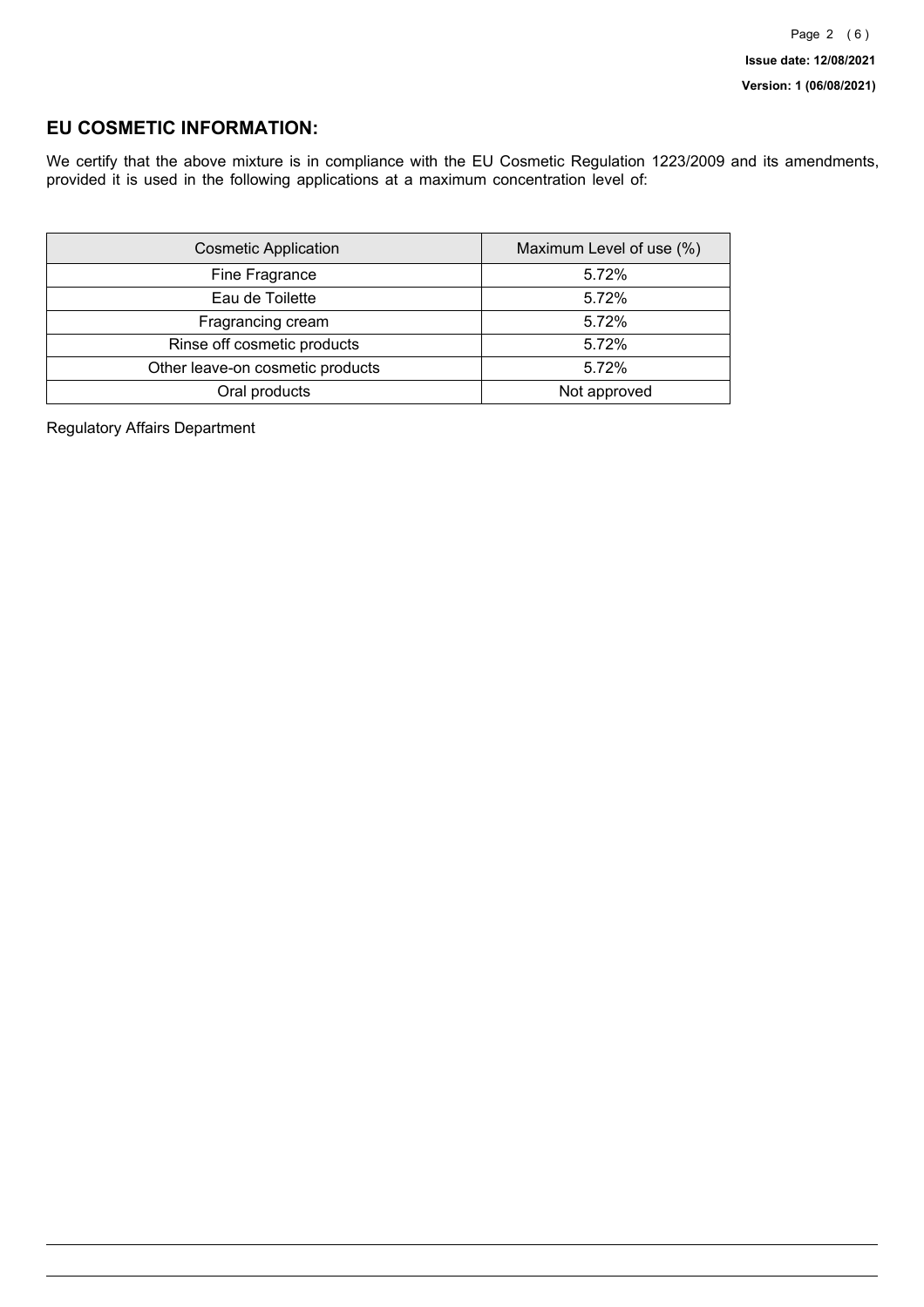## EU COSMETIC INFORMATION:

We certify that the above mixture is in compliance with the EU Cosmetic Regulation 1223/2009 and its amendments, provided it is used in the following applications at a maximum concentration level of:

| Cosmetic Application | Maximum Level of use (%) |
| --- | --- |
| Fine Fragrance | 5.72% |
| Eau de Toilette | 5.72% |
| Fragrancing cream | 5.72% |
| Rinse off cosmetic products | 5.72% |
| Other leave-on cosmetic products | 5.72% |
| Oral products | Not approved |

Regulatory Affairs Department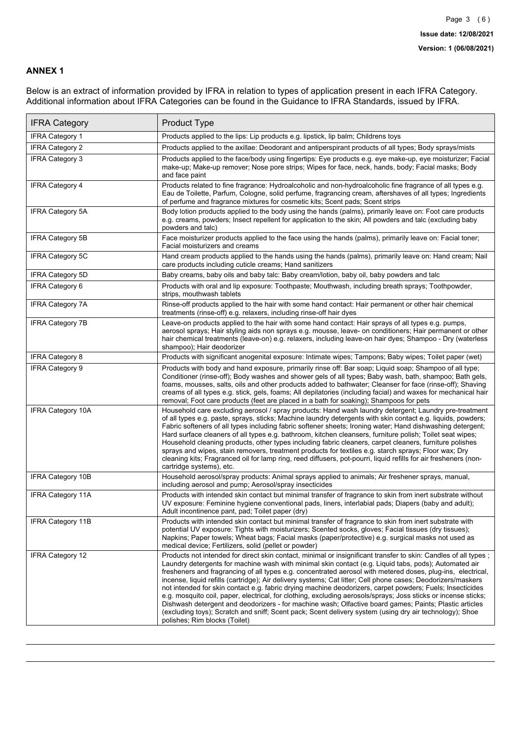## ANNEX 1

Below is an extract of information provided by IFRA in relation to types of application present in each IFRA Category. Additional information about IFRA Categories can be found in the Guidance to IFRA Standards, issued by IFRA.

| IFRA Category | Product Type |
|---|---|
| IFRA Category 1 | Products applied to the lips: Lip products e.g. lipstick, lip balm; Childrens toys |
| IFRA Category 2 | Products applied to the axillae: Deodorant and antiperspirant products of all types; Body sprays/mists |
| IFRA Category 3 | Products applied to the face/body using fingertips: Eye products e.g. eye make-up, eye moisturizer; Facial make-up; Make-up remover; Nose pore strips; Wipes for face, neck, hands, body; Facial masks; Body and face paint |
| IFRA Category 4 | Products related to fine fragrance: Hydroalcoholic and non-hydroalcoholic fine fragrance of all types e.g. Eau de Toilette, Parfum, Cologne, solid perfume, fragrancing cream, aftershaves of all types; Ingredients of perfume and fragrance mixtures for cosmetic kits; Scent pads; Scent strips |
| IFRA Category 5A | Body lotion products applied to the body using the hands (palms), primarily leave on: Foot care products e.g. creams, powders; Insect repellent for application to the skin; All powders and talc (excluding baby powders and talc) |
| IFRA Category 5B | Face moisturizer products applied to the face using the hands (palms), primarily leave on: Facial toner; Facial moisturizers and creams |
| IFRA Category 5C | Hand cream products applied to the hands using the hands (palms), primarily leave on: Hand cream; Nail care products including cuticle creams; Hand sanitizers |
| IFRA Category 5D | Baby creams, baby oils and baby talc: Baby cream/lotion, baby oil, baby powders and talc |
| IFRA Category 6 | Products with oral and lip exposure: Toothpaste; Mouthwash, including breath sprays; Toothpowder, strips, mouthwash tablets |
| IFRA Category 7A | Rinse-off products applied to the hair with some hand contact: Hair permanent or other hair chemical treatments (rinse-off) e.g. relaxers, including rinse-off hair dyes |
| IFRA Category 7B | Leave-on products applied to the hair with some hand contact: Hair sprays of all types e.g. pumps, aerosol sprays; Hair styling aids non sprays e.g. mousse, leave- on conditioners; Hair permanent or other hair chemical treatments (leave-on) e.g. relaxers, including leave-on hair dyes; Shampoo - Dry (waterless shampoo); Hair deodorizer |
| IFRA Category 8 | Products with significant anogenital exposure: Intimate wipes; Tampons; Baby wipes; Toilet paper (wet) |
| IFRA Category 9 | Products with body and hand exposure, primarily rinse off: Bar soap; Liquid soap; Shampoo of all type; Conditioner (rinse-off); Body washes and shower gels of all types; Baby wash, bath, shampoo; Bath gels, foams, mousses, salts, oils and other products added to bathwater; Cleanser for face (rinse-off); Shaving creams of all types e.g. stick, gels, foams; All depilatories (including facial) and waxes for mechanical hair removal; Foot care products (feet are placed in a bath for soaking); Shampoos for pets |
| IFRA Category 10A | Household care excluding aerosol / spray products: Hand wash laundry detergent; Laundry pre-treatment of all types e.g. paste, sprays, sticks; Machine laundry detergents with skin contact e.g. liquids, powders; Fabric softeners of all types including fabric softener sheets; Ironing water; Hand dishwashing detergent; Hard surface cleaners of all types e.g. bathroom, kitchen cleansers, furniture polish; Toilet seat wipes; Household cleaning products, other types including fabric cleaners, carpet cleaners, furniture polishes sprays and wipes, stain removers, treatment products for textiles e.g. starch sprays; Floor wax; Dry cleaning kits; Fragranced oil for lamp ring, reed diffusers, pot-pourri, liquid refills for air fresheners (non-cartridge systems), etc. |
| IFRA Category 10B | Household aerosol/spray products: Animal sprays applied to animals; Air freshener sprays, manual, including aerosol and pump; Aerosol/spray insecticides |
| IFRA Category 11A | Products with intended skin contact but minimal transfer of fragrance to skin from inert substrate without UV exposure: Feminine hygiene conventional pads, liners, interlabial pads; Diapers (baby and adult); Adult incontinence pant, pad; Toilet paper (dry) |
| IFRA Category 11B | Products with intended skin contact but minimal transfer of fragrance to skin from inert substrate with potential UV exposure: Tights with moisturizers; Scented socks, gloves; Facial tissues (dry tissues); Napkins; Paper towels; Wheat bags; Facial masks (paper/protective) e.g. surgical masks not used as medical device; Fertilizers, solid (pellet or powder) |
| IFRA Category 12 | Products not intended for direct skin contact, minimal or insignificant transfer to skin: Candles of all types ; Laundry detergents for machine wash with minimal skin contact (e.g. Liquid tabs, pods); Automated air fresheners and fragrancing of all types e.g. concentrated aerosol with metered doses, plug-ins, electrical, incense, liquid refills (cartridge); Air delivery systems; Cat litter; Cell phone cases; Deodorizers/maskers not intended for skin contact e.g. fabric drying machine deodorizers, carpet powders; Fuels; Insecticides e.g. mosquito coil, paper, electrical, for clothing, excluding aerosols/sprays; Joss sticks or incense sticks; Dishwash detergent and deodorizers - for machine wash; Olfactive board games; Paints; Plastic articles (excluding toys); Scratch and sniff; Scent pack; Scent delivery system (using dry air technology); Shoe polishes; Rim blocks (Toilet) |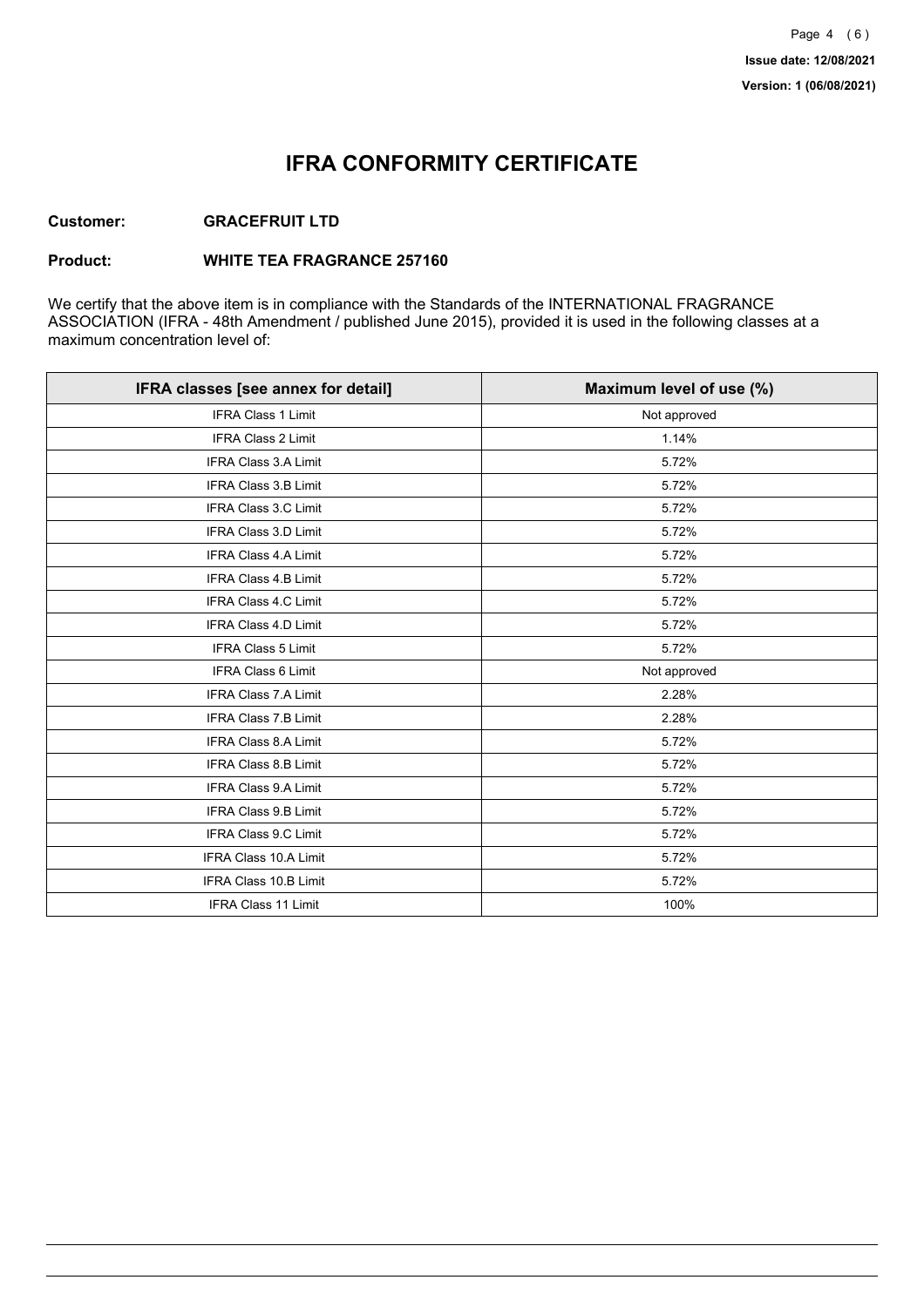**Issue date: 12/08/2021**

**Version: 1 (06/08/2021)**

# IFRA CONFORMITY CERTIFICATE

**Customer:** **GRACEFRUIT LTD**

**Product:** **WHITE TEA FRAGRANCE 257160**

We certify that the above item is in compliance with the Standards of the INTERNATIONAL FRAGRANCE ASSOCIATION (IFRA - 48th Amendment / published June 2015), provided it is used in the following classes at a maximum concentration level of:

| IFRA classes [see annex for detail] | Maximum level of use (%) |
|---|---|
| IFRA Class 1 Limit | Not approved |
| IFRA Class 2 Limit | 1.14% |
| IFRA Class 3.A Limit | 5.72% |
| IFRA Class 3.B Limit | 5.72% |
| IFRA Class 3.C Limit | 5.72% |
| IFRA Class 3.D Limit | 5.72% |
| IFRA Class 4.A Limit | 5.72% |
| IFRA Class 4.B Limit | 5.72% |
| IFRA Class 4.C Limit | 5.72% |
| IFRA Class 4.D Limit | 5.72% |
| IFRA Class 5 Limit | 5.72% |
| IFRA Class 6 Limit | Not approved |
| IFRA Class 7.A Limit | 2.28% |
| IFRA Class 7.B Limit | 2.28% |
| IFRA Class 8.A Limit | 5.72% |
| IFRA Class 8.B Limit | 5.72% |
| IFRA Class 9.A Limit | 5.72% |
| IFRA Class 9.B Limit | 5.72% |
| IFRA Class 9.C Limit | 5.72% |
| IFRA Class 10.A Limit | 5.72% |
| IFRA Class 10.B Limit | 5.72% |
| IFRA Class 11 Limit | 100% |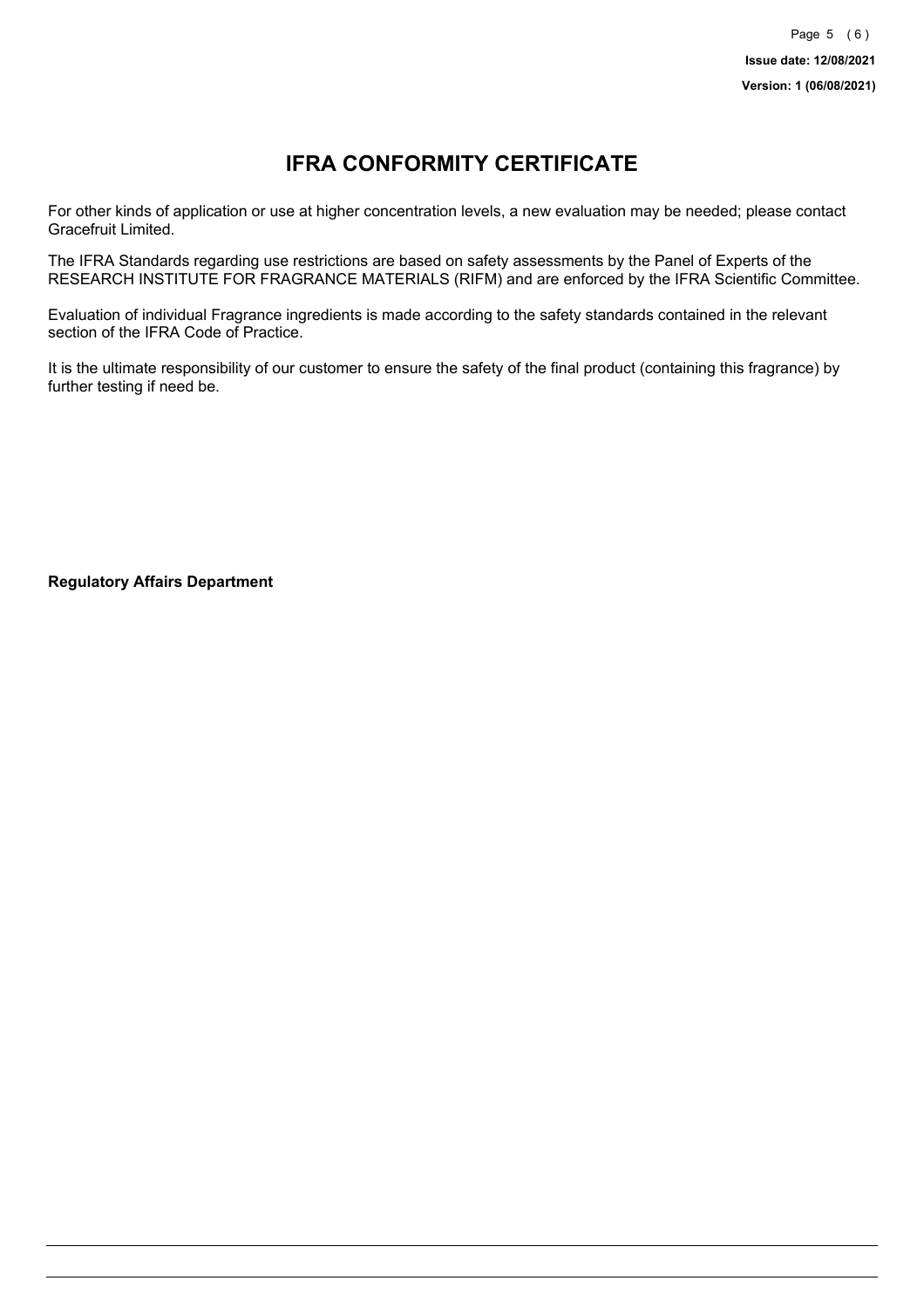# IFRA CONFORMITY CERTIFICATE

For other kinds of application or use at higher concentration levels, a new evaluation may be needed; please contact Gracefruit Limited.

The IFRA Standards regarding use restrictions are based on safety assessments by the Panel of Experts of the RESEARCH INSTITUTE FOR FRAGRANCE MATERIALS (RIFM) and are enforced by the IFRA Scientific Committee.

Evaluation of individual Fragrance ingredients is made according to the safety standards contained in the relevant section of the IFRA Code of Practice.

It is the ultimate responsibility of our customer to ensure the safety of the final product (containing this fragrance) by further testing if need be.

**Regulatory Affairs Department**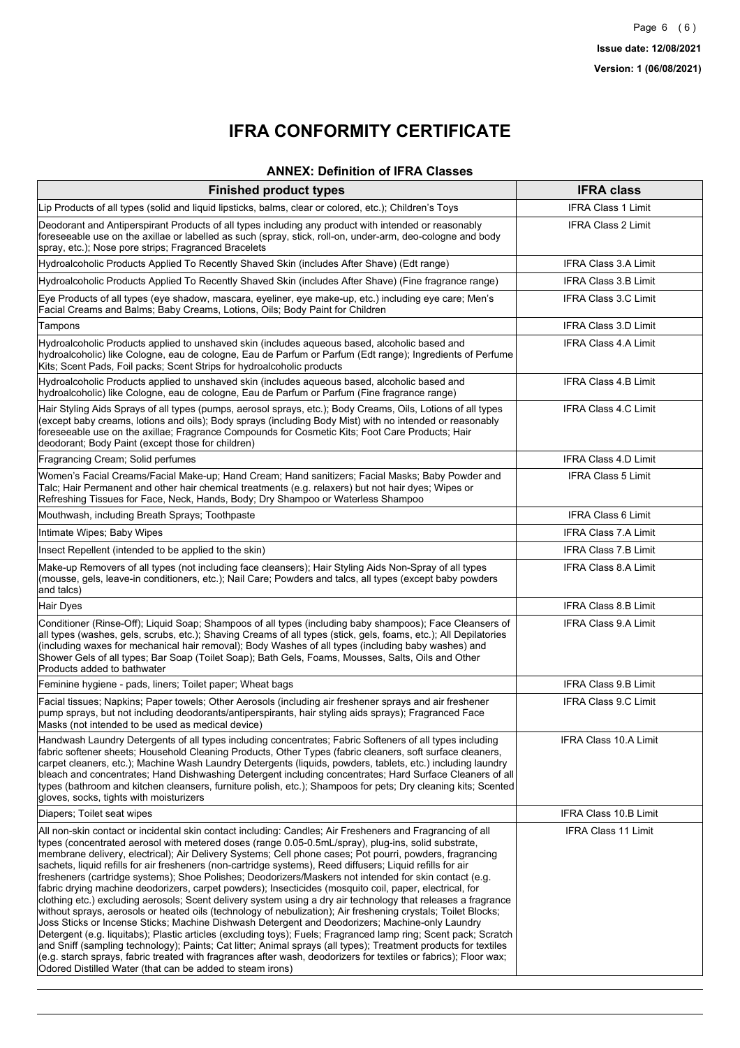# IFRA CONFORMITY CERTIFICATE

### ANNEX: Definition of IFRA Classes

| Finished product types | IFRA class |
| --- | --- |
| Lip Products of all types (solid and liquid lipsticks, balms, clear or colored, etc.); Children's Toys | IFRA Class 1 Limit |
| Deodorant and Antiperspirant Products of all types including any product with intended or reasonably foreseeable use on the axillae or labelled as such (spray, stick, roll-on, under-arm, deo-cologne and body spray, etc.); Nose pore strips; Fragranced Bracelets | IFRA Class 2 Limit |
| Hydroalcoholic Products Applied To Recently Shaved Skin (includes After Shave) (Edt range) | IFRA Class 3.A Limit |
| Hydroalcoholic Products Applied To Recently Shaved Skin (includes After Shave) (Fine fragrance range) | IFRA Class 3.B Limit |
| Eye Products of all types (eye shadow, mascara, eyeliner, eye make-up, etc.) including eye care; Men's Facial Creams and Balms; Baby Creams, Lotions, Oils; Body Paint for Children | IFRA Class 3.C Limit |
| Tampons | IFRA Class 3.D Limit |
| Hydroalcoholic Products applied to unshaved skin (includes aqueous based, alcoholic based and hydroalcoholic) like Cologne, eau de cologne, Eau de Parfum or Parfum (Edt range); Ingredients of Perfume Kits; Scent Pads, Foil packs; Scent Strips for hydroalcoholic products | IFRA Class 4.A Limit |
| Hydroalcoholic Products applied to unshaved skin (includes aqueous based, alcoholic based and hydroalcoholic) like Cologne, eau de cologne, Eau de Parfum or Parfum (Fine fragrance range) | IFRA Class 4.B Limit |
| Hair Styling Aids Sprays of all types (pumps, aerosol sprays, etc.); Body Creams, Oils, Lotions of all types (except baby creams, lotions and oils); Body sprays (including Body Mist) with no intended or reasonably foreseeable use on the axillae; Fragrance Compounds for Cosmetic Kits; Foot Care Products; Hair deodorant; Body Paint (except those for children) | IFRA Class 4.C Limit |
| Fragrancing Cream; Solid perfumes | IFRA Class 4.D Limit |
| Women's Facial Creams/Facial Make-up; Hand Cream; Hand sanitizers; Facial Masks; Baby Powder and Talc; Hair Permanent and other hair chemical treatments (e.g. relaxers) but not hair dyes; Wipes or Refreshing Tissues for Face, Neck, Hands, Body; Dry Shampoo or Waterless Shampoo | IFRA Class 5 Limit |
| Mouthwash, including Breath Sprays; Toothpaste | IFRA Class 6 Limit |
| Intimate Wipes; Baby Wipes | IFRA Class 7.A Limit |
| Insect Repellent (intended to be applied to the skin) | IFRA Class 7.B Limit |
| Make-up Removers of all types (not including face cleansers); Hair Styling Aids Non-Spray of all types (mousse, gels, leave-in conditioners, etc.); Nail Care; Powders and talcs, all types (except baby powders and talcs) | IFRA Class 8.A Limit |
| Hair Dyes | IFRA Class 8.B Limit |
| Conditioner (Rinse-Off); Liquid Soap; Shampoos of all types (including baby shampoos); Face Cleansers of all types (washes, gels, scrubs, etc.); Shaving Creams of all types (stick, gels, foams, etc.); All Depilatories (including waxes for mechanical hair removal); Body Washes of all types (including baby washes) and Shower Gels of all types; Bar Soap (Toilet Soap); Bath Gels, Foams, Mousses, Salts, Oils and Other Products added to bathwater | IFRA Class 9.A Limit |
| Feminine hygiene - pads, liners; Toilet paper; Wheat bags | IFRA Class 9.B Limit |
| Facial tissues; Napkins; Paper towels; Other Aerosols (including air freshener sprays and air freshener pump sprays, but not including deodorants/antiperspirants, hair styling aids sprays); Fragranced Face Masks (not intended to be used as medical device) | IFRA Class 9.C Limit |
| Handwash Laundry Detergents of all types including concentrates; Fabric Softeners of all types including fabric softener sheets; Household Cleaning Products, Other Types (fabric cleaners, soft surface cleaners, carpet cleaners, etc.); Machine Wash Laundry Detergents (liquids, powders, tablets, etc.) including laundry bleach and concentrates; Hand Dishwashing Detergent including concentrates; Hard Surface Cleaners of all types (bathroom and kitchen cleansers, furniture polish, etc.); Shampoos for pets; Dry cleaning kits; Scented gloves, socks, tights with moisturizers | IFRA Class 10.A Limit |
| Diapers; Toilet seat wipes | IFRA Class 10.B Limit |
| All non-skin contact or incidental skin contact including: Candles; Air Fresheners and Fragrancing of all types (concentrated aerosol with metered doses (range 0.05-0.5mL/spray), plug-ins, solid substrate, membrane delivery, electrical); Air Delivery Systems; Cell phone cases; Pot pourri, powders, fragrancing sachets, liquid refills for air fresheners (non-cartridge systems), Reed diffusers; Liquid refills for air fresheners (cartridge systems); Shoe Polishes; Deodorizers/Maskers not intended for skin contact (e.g. fabric drying machine deodorizers, carpet powders); Insecticides (mosquito coil, paper, electrical, for clothing etc.) excluding aerosols; Scent delivery system using a dry air technology that releases a fragrance without sprays, aerosols or heated oils (technology of nebulization); Air freshening crystals; Toilet Blocks; Joss Sticks or Incense Sticks; Machine Dishwash Detergent and Deodorizers; Machine-only Laundry Detergent (e.g. liquitabs); Plastic articles (excluding toys); Fuels; Fragranced lamp ring; Scent pack; Scratch and Sniff (sampling technology); Paints; Cat litter; Animal sprays (all types); Treatment products for textiles (e.g. starch sprays, fabric treated with fragrances after wash, deodorizers for textiles or fabrics); Floor wax; Odored Distilled Water (that can be added to steam irons) | IFRA Class 11 Limit |